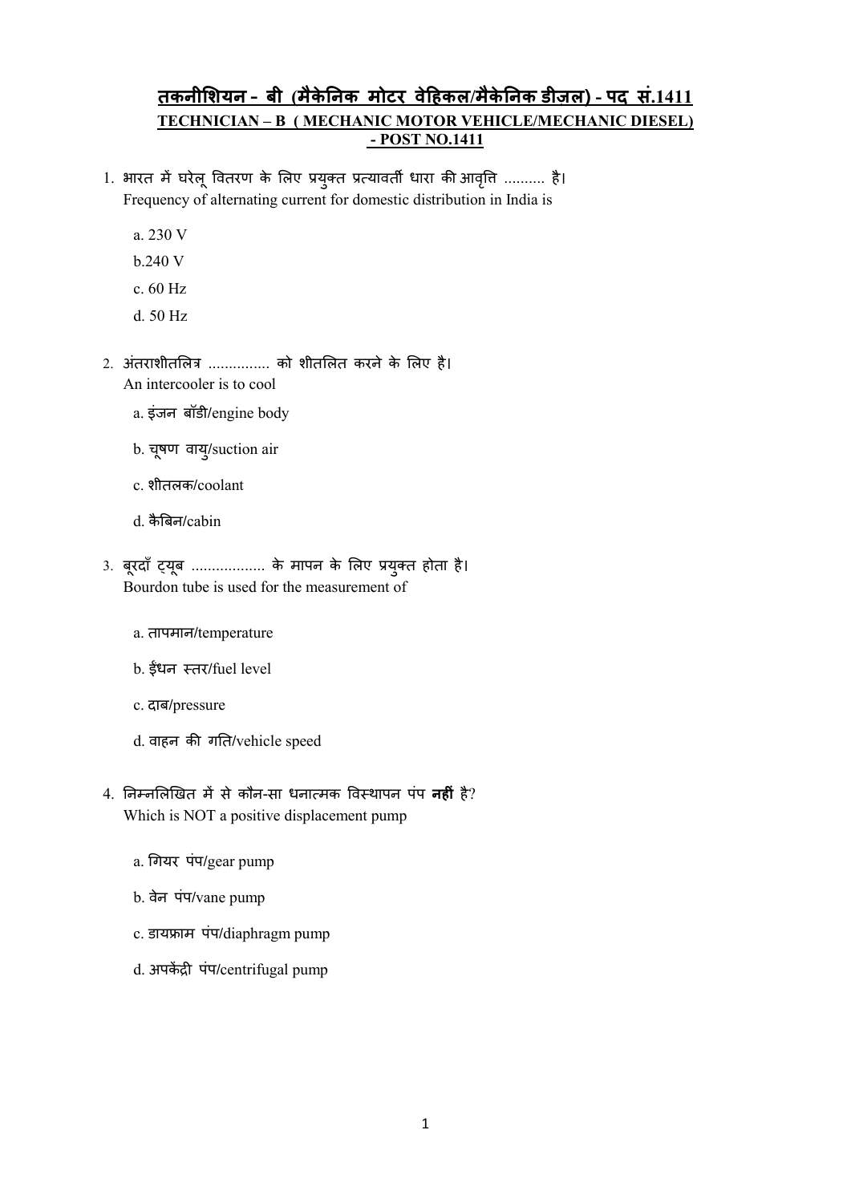# तकनीशियन - बी (मैकेनिक मोटर वेहिकल/मैकेनिक डीज़ल) - पद सं.1411

## TECHNICIAN – B ( MECHANIC MOTOR VEHICLE/MECHANIC DIESEL) - POST NO.1411

1. भारत में घरेलू वितरण के लिए प्रयुक्त प्रत्यावर्ती धारा की आवृत्ति .......... है।
   Frequency of alternating current for domestic distribution in India is

   a. 230 V

   b.240 V

   c. 60 Hz

   d. 50 Hz

2. अंतराशीतलित्र ............... को शीतलित करने के लिए है।
   An intercooler is to cool

   a. इंजन बॉडी/engine body

   b. चूषण वायु/suction air

   c. शीतलक/coolant

   d. कैबिन/cabin

3. बूरदाँ ट्यूब .................. के मापन के लिए प्रयुक्त होता है।
   Bourdon tube is used for the measurement of

   a. तापमान/temperature

   b. ईंधन स्तर/fuel level

   c. दाब/pressure

   d. वाहन की गति/vehicle speed

4. निम्नलिखित में से कौन-सा धनात्मक विस्थापन पंप **नहीं** है?
   Which is NOT a positive displacement pump

   a. गियर पंप/gear pump

   b. वेन पंप/vane pump

   c. डायफ्राम पंप/diaphragm pump

   d. अपकेंद्री पंप/centrifugal pump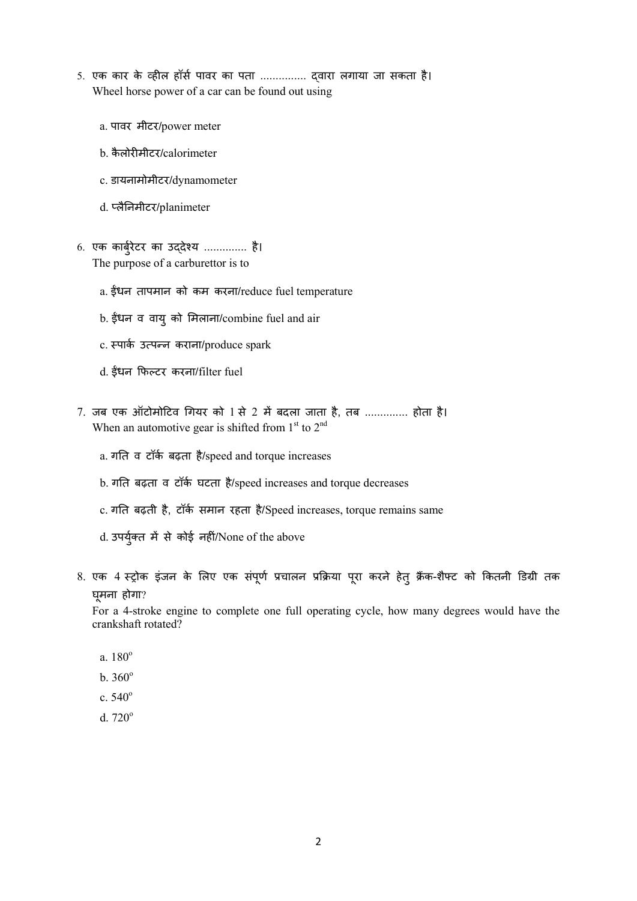5. एक कार के व्हील हॉर्स पावर का पता ............... द्वारा लगाया जा सकता है।
   Wheel horse power of a car can be found out using

   a. पावर मीटर/power meter

   b. कैलोरीमीटर/calorimeter

   c. डायनामोमीटर/dynamometer

   d. प्लैनिमीटर/planimeter

6. एक कार्बुरेटर का उद्देश्य .............. है।
   The purpose of a carburettor is to

   a. ईंधन तापमान को कम करना/reduce fuel temperature

   b. ईंधन व वायु को मिलाना/combine fuel and air

   c. स्पार्क उत्पन्न कराना/produce spark

   d. ईंधन फिल्टर करना/filter fuel

7. जब एक ऑटोमोटिव गियर को 1 से 2 में बदला जाता है, तब .............. होता है।
   When an automotive gear is shifted from 1st to 2nd

   a. गति व टॉर्क बढ़ता है/speed and torque increases

   b. गति बढ़ता व टॉर्क घटता है/speed increases and torque decreases

   c. गति बढ़ती है, टॉर्क समान रहता है/Speed increases, torque remains same

   d. उपर्युक्त में से कोई नहीं/None of the above

8. एक 4 स्ट्रोक इंजन के लिए एक संपूर्ण प्रचालन प्रक्रिया पूरा करने हेतु क्रैंक-शैफ्ट को कितनी डिग्री तक घूमना होगा?
   For a 4-stroke engine to complete one full operating cycle, how many degrees would have the crankshaft rotated?

   a. $180^o$

   b. $360^o$

   c. $540^o$

   d. $720^o$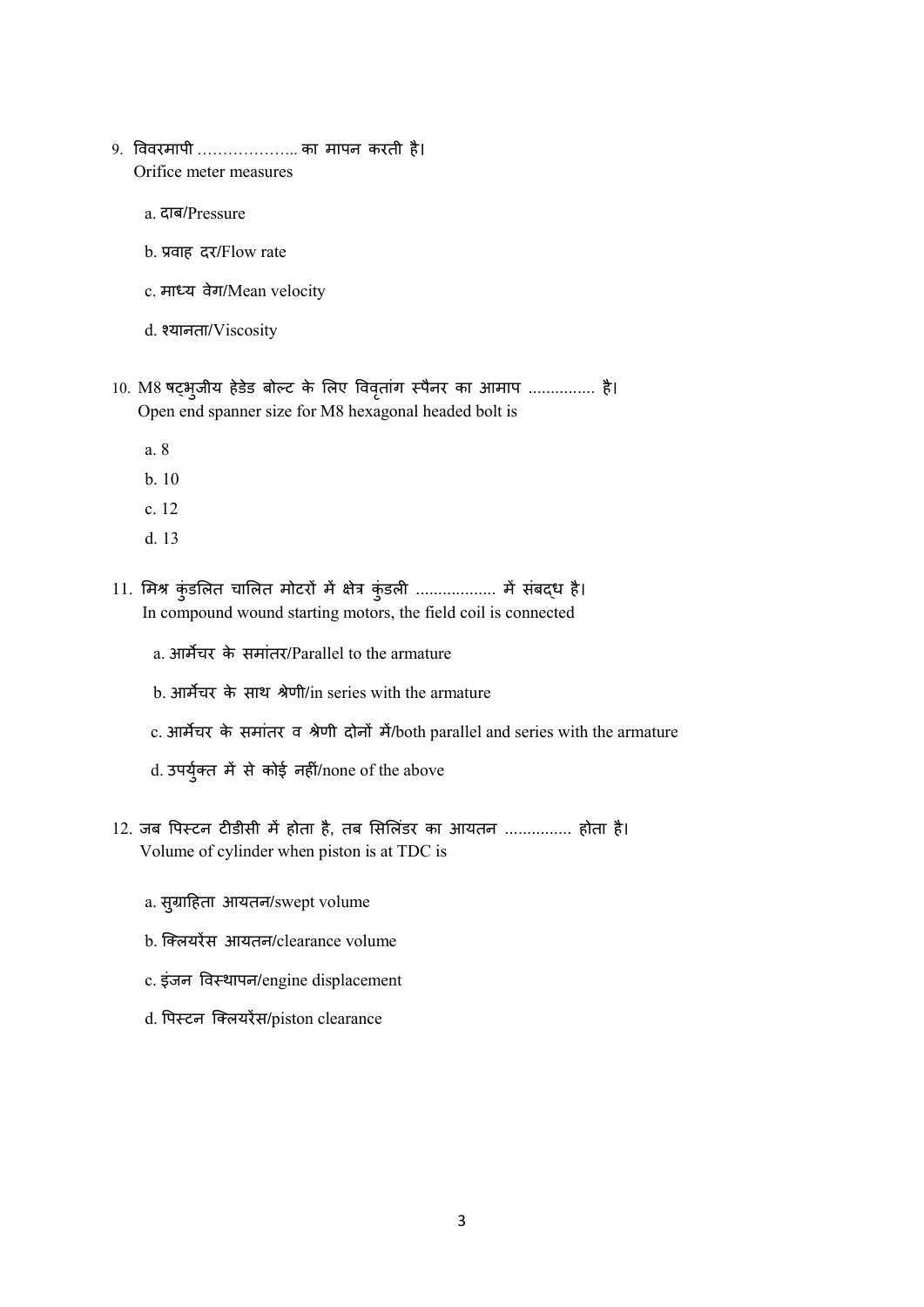9. विवरमापी ……………….. का मापन करती है।
   Orifice meter measures

   a. दाब/Pressure

   b. प्रवाह दर/Flow rate

   c. माध्य वेग/Mean velocity

   d. श्यानता/Viscosity

10. M8 षट्भुजीय हेडेड बोल्ट के लिए विवृतांग स्पैनर का आमाप .............. है।
    Open end spanner size for M8 hexagonal headed bolt is

    a. 8
    b. 10
    c. 12
    d. 13

11. मिश्र कुंडलित चालित मोटरों में क्षेत्र कुंडली ................. में संबद्ध है।
    In compound wound starting motors, the field coil is connected

    a. आर्मेचर के समांतर/Parallel to the armature

    b. आर्मेचर के साथ श्रेणी/in series with the armature

    c. आर्मेचर के समांतर व श्रेणी दोनों में/both parallel and series with the armature

    d. उपर्युक्त में से कोई नहीं/none of the above

12. जब पिस्टन टीडीसी में होता है, तब सिलिंडर का आयतन .............. होता है।
    Volume of cylinder when piston is at TDC is

    a. सुग्राहिता आयतन/swept volume

    b. क्लियरेंस आयतन/clearance volume

    c. इंजन विस्थापन/engine displacement

    d. पिस्टन क्लियरेंस/piston clearance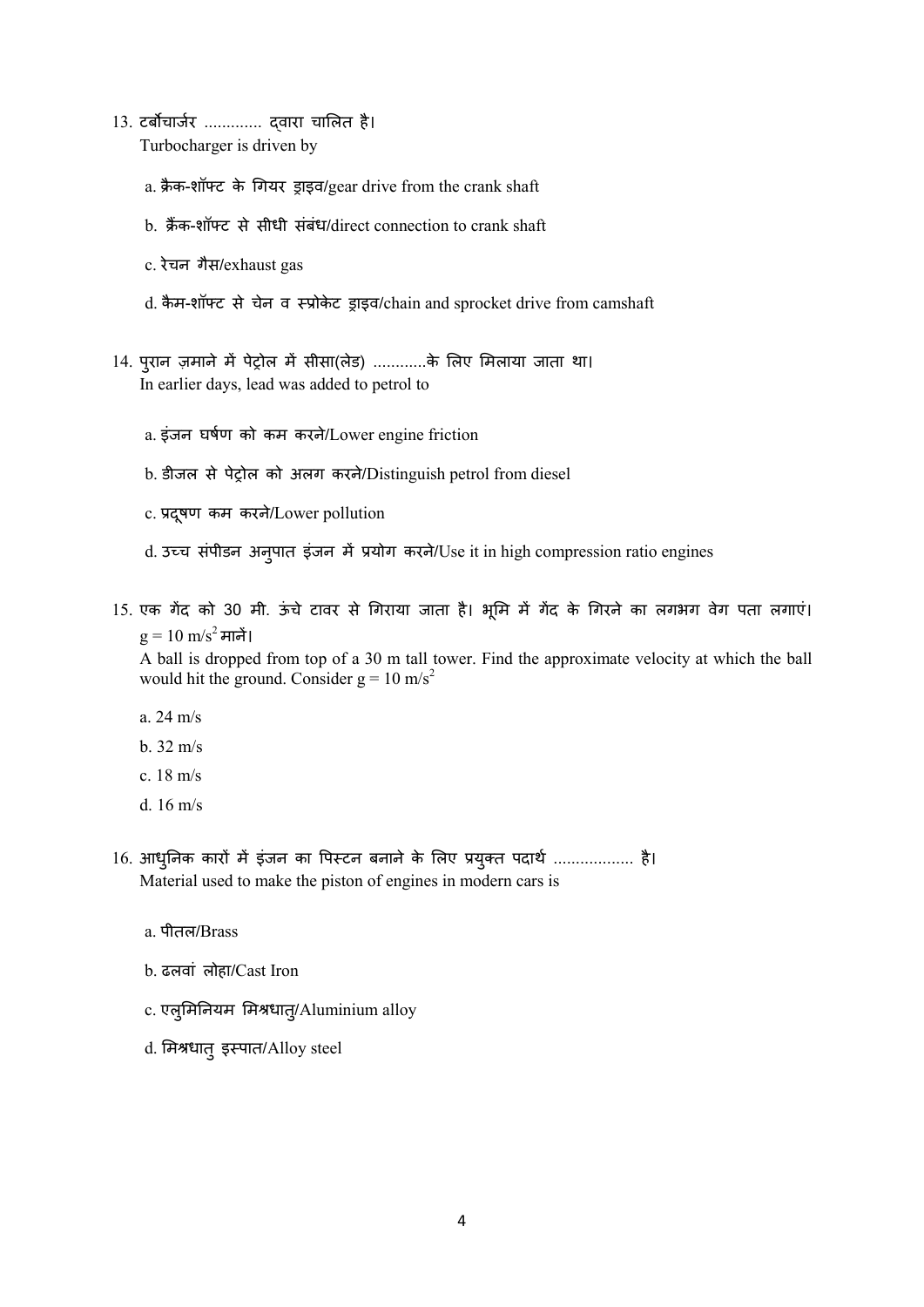13. टर्बोचार्जर ............. द्वारा चालित है।
    Turbocharger is driven by

    a. क्रैंक-शॉफ्ट के गियर ड्राइव/gear drive from the crank shaft

    b. क्रैंक-शॉफ्ट से सीधी संबंध/direct connection to crank shaft

    c. रेचन गैस/exhaust gas

    d. कैम-शॉफ्ट से चेन व स्प्रोकेट ड्राइव/chain and sprocket drive from camshaft

14. पुरान ज़माने में पेट्रोल में सीसा(लेड) ............के लिए मिलाया जाता था।
    In earlier days, lead was added to petrol to

    a. इंजन घर्षण को कम करने/Lower engine friction

    b. डीजल से पेट्रोल को अलग करने/Distinguish petrol from diesel

    c. प्रदूषण कम करने/Lower pollution

    d. उच्च संपीडन अनुपात इंजन में प्रयोग करने/Use it in high compression ratio engines

15. एक गेंद को 30 मी. ऊंचे टावर से गिराया जाता है। भूमि में गेंद के गिरने का लगभग वेग पता लगाएं। $g = 10\ m/s^2$ मानें।
    A ball is dropped from top of a 30 m tall tower. Find the approximate velocity at which the ball would hit the ground. Consider $g = 10\ m/s^2$

    a. 24 m/s

    b. 32 m/s

    c. 18 m/s

    d. 16 m/s

16. आधुनिक कारों में इंजन का पिस्टन बनाने के लिए प्रयुक्त पदार्थ .................. है।
    Material used to make the piston of engines in modern cars is

    a. पीतल/Brass

    b. ढलवां लोहा/Cast Iron

    c. एलुमिनियम मिश्रधातु/Aluminium alloy

    d. मिश्रधातु इस्पात/Alloy steel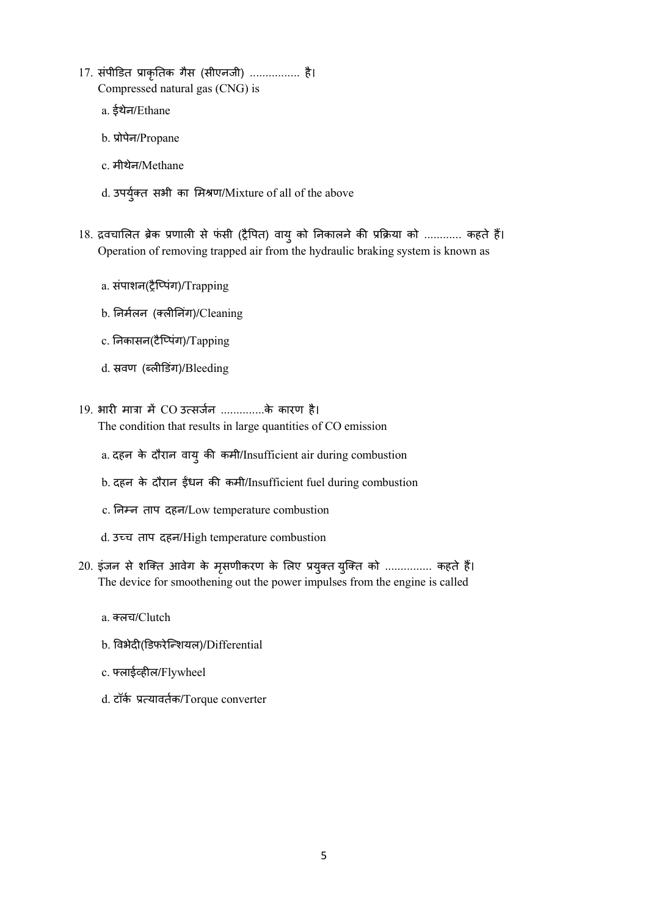17. संपीडित प्राकृतिक गैस (सीएनजी) ................ है।
 Compressed natural gas (CNG) is

 a. ईथेन/Ethane

 b. प्रोपेन/Propane

 c. मीथेन/Methane

 d. उपर्युक्त सभी का मिश्रण/Mixture of all of the above

18. द्रवचालित ब्रेक प्रणाली से फंसी (ट्रैपित) वायु को निकालने की प्रक्रिया को ............ कहते हैं।
 Operation of removing trapped air from the hydraulic braking system is known as

 a. संपाशन(ट्रैप्पिंग)/Trapping

 b. निर्मलन (क्लीनिंग)/Cleaning

 c. निकासन(टैप्पिंग)/Tapping

 d. स्रवण (ब्लीडिंग)/Bleeding

19. भारी मात्रा में CO उत्सर्जन ..............के कारण है।
 The condition that results in large quantities of CO emission

 a. दहन के दौरान वायु की कमी/Insufficient air during combustion

 b. दहन के दौरान ईंधन की कमी/Insufficient fuel during combustion

 c. निम्न ताप दहन/Low temperature combustion

 d. उच्च ताप दहन/High temperature combustion

20. इंजन से शक्ति आवेग के मृसणीकरण के लिए प्रयुक्त युक्ति को ............... कहते हैं।
 The device for smoothening out the power impulses from the engine is called

 a. क्लच/Clutch

 b. विभेदी(डिफरेन्शियल)/Differential

 c. फ्लाईव्हील/Flywheel

 d. टॉर्क प्रत्यावर्तक/Torque converter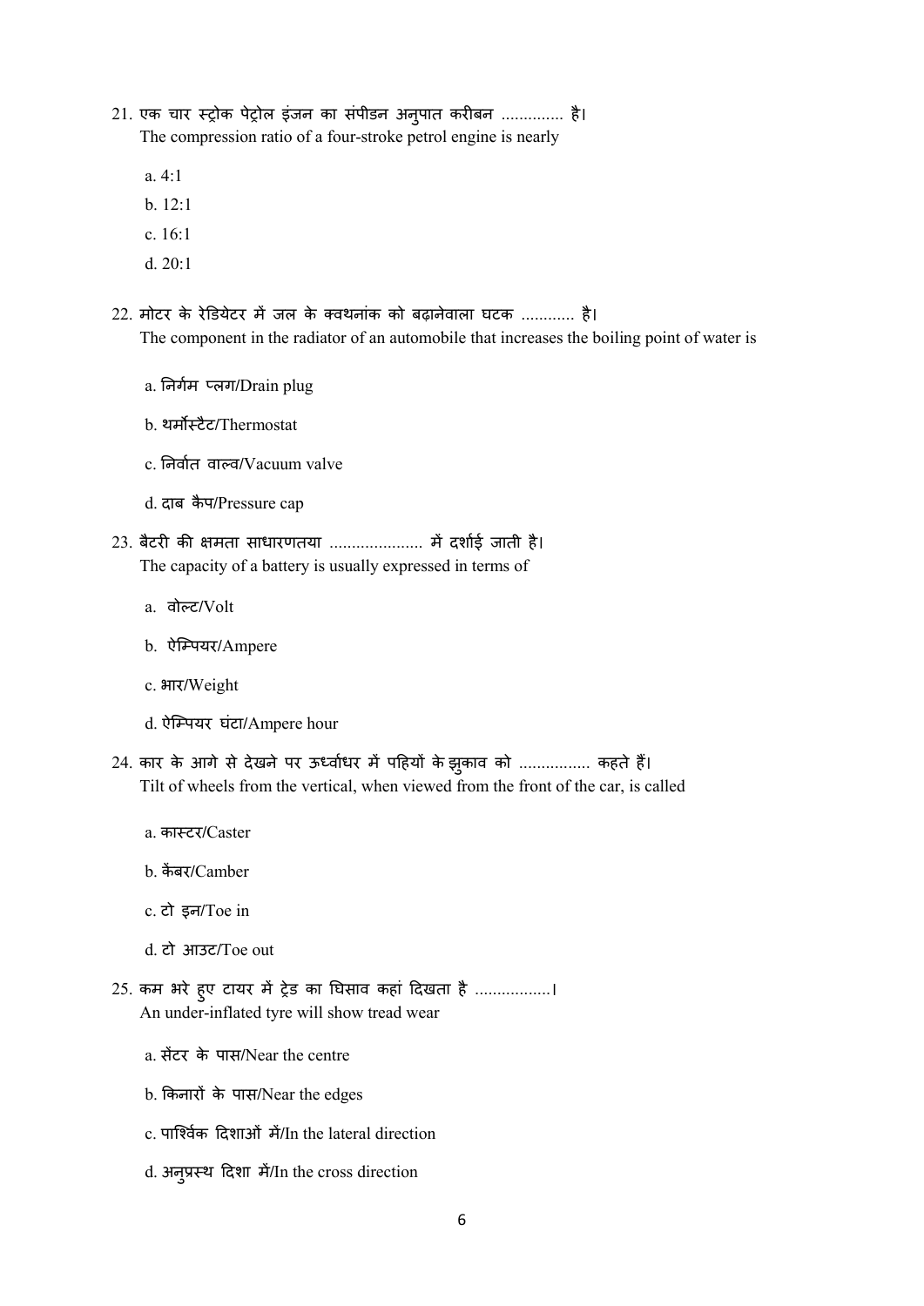21. एक चार स्ट्रोक पेट्रोल इंजन का संपीडन अनुपात करीबन .............. है।
The compression ratio of a four-stroke petrol engine is nearly

    a. 4:1

    b. 12:1

    c. 16:1

    d. 20:1

22. मोटर के रेडियेटर में जल के क्वथनांक को बढ़ानेवाला घटक ............ है।
The component in the radiator of an automobile that increases the boiling point of water is

    a. निर्गम प्लग/Drain plug

    b. थर्मोस्टैट/Thermostat

    c. निर्वात वाल्व/Vacuum valve

    d. दाब कैप/Pressure cap

23. बैटरी की क्षमता साधारणतया ..................... में दर्शाई जाती है।
The capacity of a battery is usually expressed in terms of

    a. वोल्ट/Volt

    b. ऐम्पियर/Ampere

    c. भार/Weight

    d. ऐम्पियर घंटा/Ampere hour

24. कार के आगे से देखने पर ऊर्ध्वाधर में पहियों के झुकाव को ................ कहते हैं।
Tilt of wheels from the vertical, when viewed from the front of the car, is called

    a. कास्टर/Caster

    b. कैंबर/Camber

    c. टो इन/Toe in

    d. टो आउट/Toe out

25. कम भरे हुए टायर में ट्रेड का घिसाव कहां दिखता है .................।
An under-inflated tyre will show tread wear

    a. सेंटर के पास/Near the centre

    b. किनारों के पास/Near the edges

    c. पार्श्विक दिशाओं में/In the lateral direction

    d. अनुप्रस्थ दिशा में/In the cross direction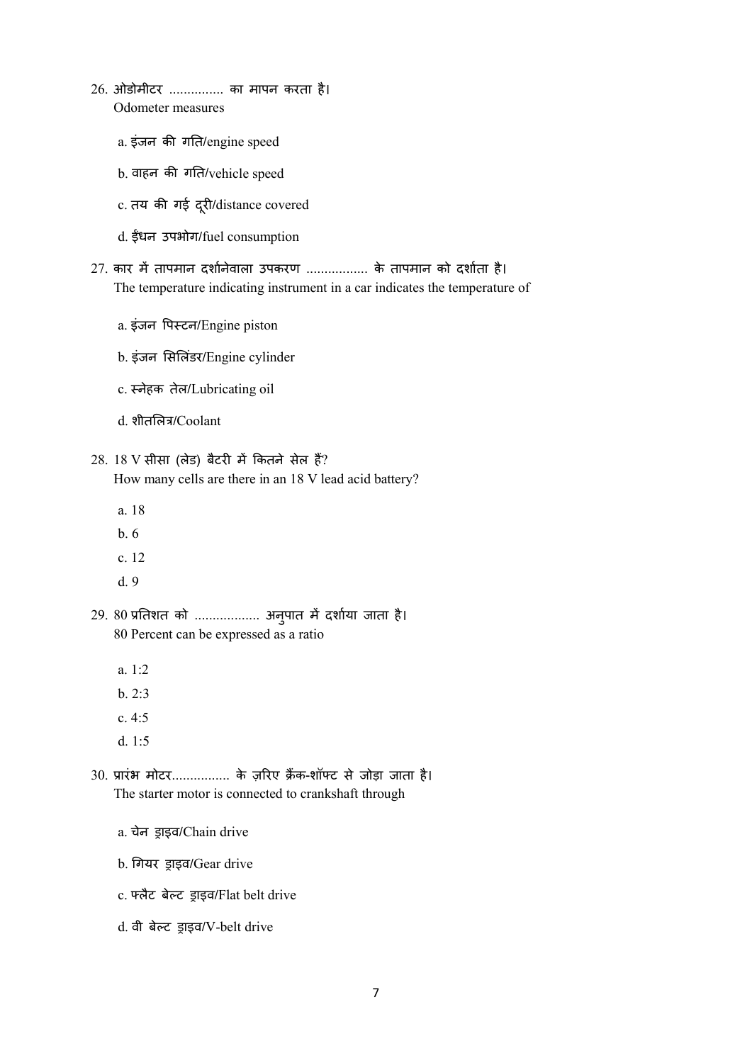26. ओडोमीटर ............... का मापन करता है।
Odometer measures

   a. इंजन की गति/engine speed

   b. वाहन की गति/vehicle speed

   c. तय की गई दूरी/distance covered

   d. ईंधन उपभोग/fuel consumption

27. कार में तापमान दर्शानेवाला उपकरण ................. के तापमान को दर्शाता है।
The temperature indicating instrument in a car indicates the temperature of

   a. इंजन पिस्टन/Engine piston

   b. इंजन सिलिंडर/Engine cylinder

   c. स्नेहक तेल/Lubricating oil

   d. शीतलित्र/Coolant

28. 18 V सीसा (लेड) बैटरी में कितने सेल हैं?
How many cells are there in an 18 V lead acid battery?

   a. 18
   b. 6
   c. 12
   d. 9

29. 80 प्रतिशत को .................. अनुपात में दर्शाया जाता है।
80 Percent can be expressed as a ratio

   a. 1:2
   b. 2:3
   c. 4:5
   d. 1:5

30. प्रारंभ मोटर................ के ज़रिए क्रैंक-शॉफ्ट से जोड़ा जाता है।
The starter motor is connected to crankshaft through

   a. चेन ड्राइव/Chain drive

   b. गियर ड्राइव/Gear drive

   c. फ्लैट बेल्ट ड्राइव/Flat belt drive

   d. वी बेल्ट ड्राइव/V-belt drive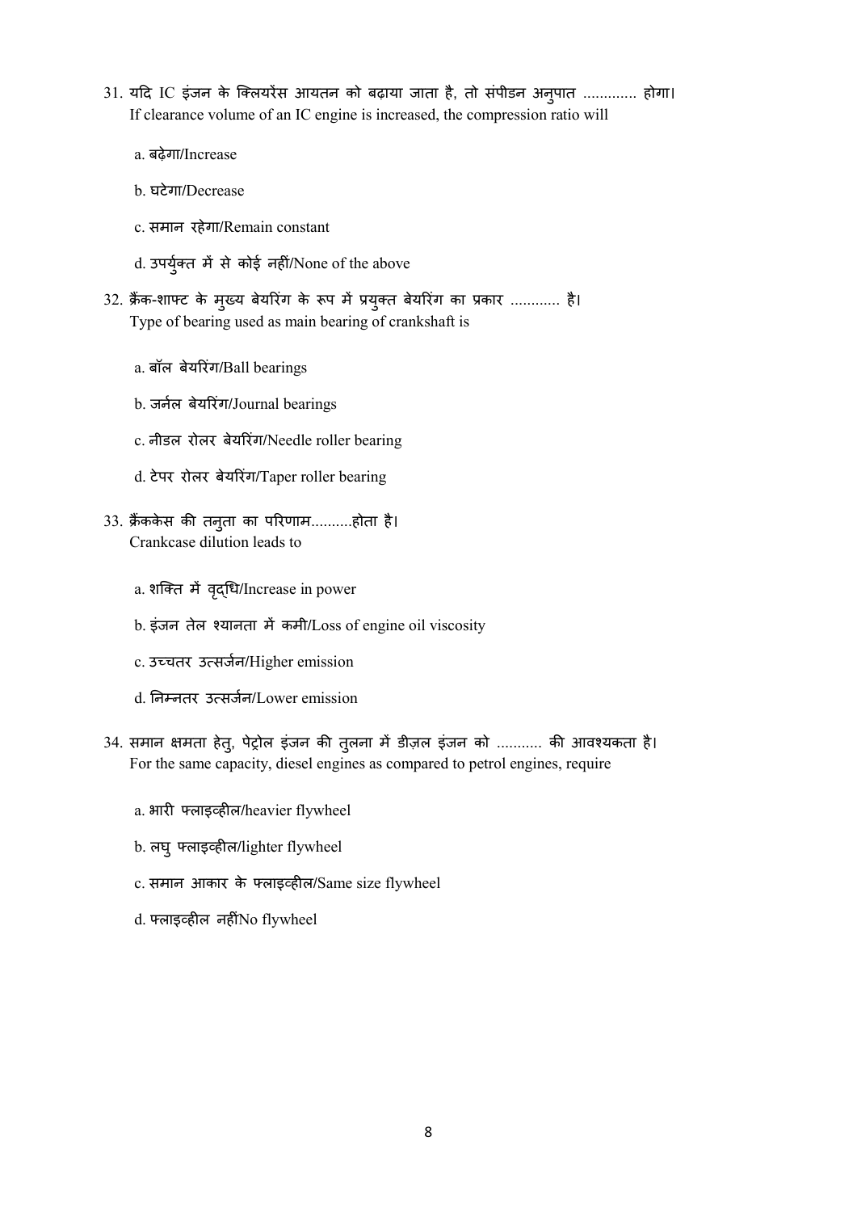31. यदि IC इंजन के क्लियरेंस आयतन को बढ़ाया जाता है, तो संपीडन अनुपात ............. होगा।
If clearance volume of an IC engine is increased, the compression ratio will

   a. बढ़ेगा/Increase

   b. घटेगा/Decrease

   c. समान रहेगा/Remain constant

   d. उपर्युक्त में से कोई नहीं/None of the above

32. क्रैंक-शाफ्ट के मुख्य बेयरिंग के रूप में प्रयुक्त बेयरिंग का प्रकार ............ है।
Type of bearing used as main bearing of crankshaft is

   a. बॉल बेयरिंग/Ball bearings

   b. जर्नल बेयरिंग/Journal bearings

   c. नीडल रोलर बेयरिंग/Needle roller bearing

   d. टेपर रोलर बेयरिंग/Taper roller bearing

33. क्रैंककेस की तनुता का परिणाम..........होता है।
Crankcase dilution leads to

   a. शक्ति में वृद्धि/Increase in power

   b. इंजन तेल श्यानता में कमी/Loss of engine oil viscosity

   c. उच्चतर उत्सर्जन/Higher emission

   d. निम्नतर उत्सर्जन/Lower emission

34. समान क्षमता हेतु, पेट्रोल इंजन की तुलना में डीज़ल इंजन को ........... की आवश्यकता है।
For the same capacity, diesel engines as compared to petrol engines, require

   a. भारी फ्लाइव्हील/heavier flywheel

   b. लघु फ्लाइव्हील/lighter flywheel

   c. समान आकार के फ्लाइव्हील/Same size flywheel

   d. फ्लाइव्हील नहींNo flywheel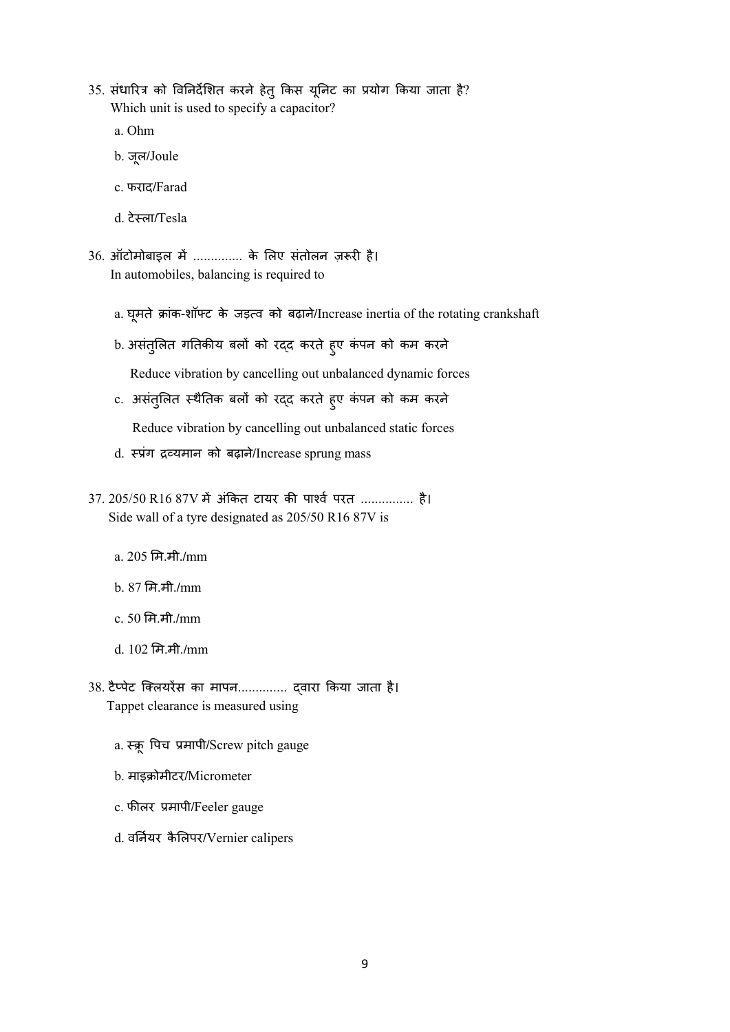35. संधारित्र को विनिर्देशित करने हेतु किस यूनिट का प्रयोग किया जाता है?
Which unit is used to specify a capacitor?

a. Ohm

b. जूल/Joule

c. फराद/Farad

d. टेस्ला/Tesla

36. ऑटोमोबाइल में .............. के लिए संतोलन ज़रूरी है।
In automobiles, balancing is required to

a. घूमते क्रांक-शॉफ्ट के जड़त्व को बढ़ाने/Increase inertia of the rotating crankshaft

b. असंतुलित गतिकीय बलों को रद्द करते हुए कंपन को कम करने
Reduce vibration by cancelling out unbalanced dynamic forces

c. असंतुलित स्थैतिक बलों को रद्द करते हुए कंपन को कम करने
Reduce vibration by cancelling out unbalanced static forces

d. स्प्रंग द्रव्यमान को बढ़ाने/Increase sprung mass

37. 205/50 R16 87V में अंकित टायर की पार्श्व परत ............... है।
Side wall of a tyre designated as 205/50 R16 87V is

a. 205 मि.मी./mm

b. 87 मि.मी./mm

c. 50 मि.मी./mm

d. 102 मि.मी./mm

38. टैप्पेट क्लियरेंस का मापन.............. द्वारा किया जाता है।
Tappet clearance is measured using

a. स्क्रू पिच प्रमापी/Screw pitch gauge

b. माइक्रोमीटर/Micrometer

c. फीलर प्रमापी/Feeler gauge

d. वर्नियर कैलिपर/Vernier calipers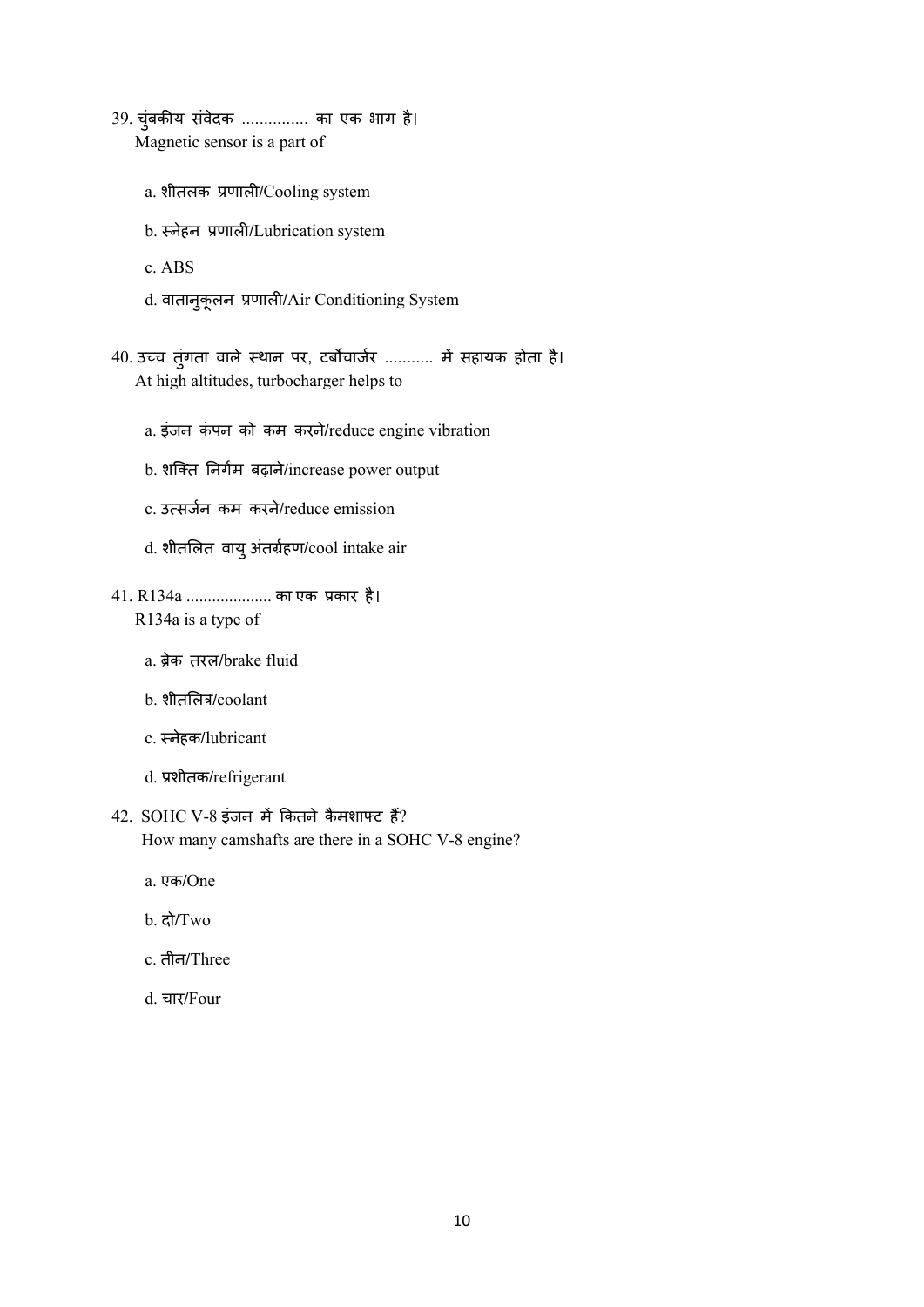39. चुंबकीय संवेदक ............... का एक भाग है।
   Magnetic sensor is a part of

   a. शीतलक प्रणाली/Cooling system

   b. स्नेहन प्रणाली/Lubrication system

   c. ABS

   d. वातानुकूलन प्रणाली/Air Conditioning System

40. उच्च तुंगता वाले स्थान पर, टर्बोचार्जर ........... में सहायक होता है।
   At high altitudes, turbocharger helps to

   a. इंजन कंपन को कम करने/reduce engine vibration

   b. शक्ति निर्गम बढ़ाने/increase power output

   c. उत्सर्जन कम करने/reduce emission

   d. शीतलित वायु अंतर्ग्रहण/cool intake air

41. R134a .................... का एक प्रकार है।
   R134a is a type of

   a. ब्रेक तरल/brake fluid

   b. शीतलित्र/coolant

   c. स्नेहक/lubricant

   d. प्रशीतक/refrigerant

42. SOHC V-8 इंजन में कितने कैमशाफ्ट हैं?
   How many camshafts are there in a SOHC V-8 engine?

   a. एक/One

   b. दो/Two

   c. तीन/Three

   d. चार/Four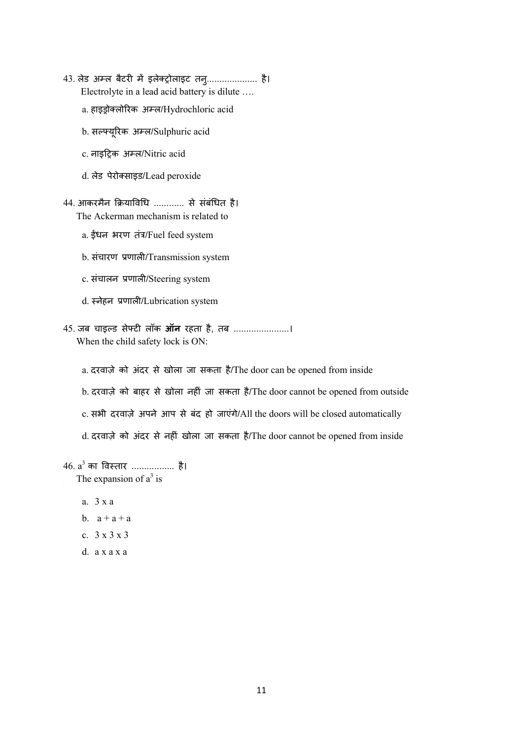43. लेड अम्ल बैटरी में इलेक्ट्रोलाइट तनु.................... है।
Electrolyte in a lead acid battery is dilute ….

a. हाइड्रोक्लोरिक अम्ल/Hydrochloric acid

b. सल्फ्यूरिक अम्ल/Sulphuric acid

c. नाइट्रिक अम्ल/Nitric acid

d. लेड पेरोक्साइड/Lead peroxide

44. आकरमैन क्रियाविधि ............ से संबंधित है।
The Ackerman mechanism is related to

a. ईंधन भरण तंत्र/Fuel feed system

b. संचारण प्रणाली/Transmission system

c. संचालन प्रणाली/Steering system

d. स्नेहन प्रणाली/Lubrication system

45. जब चाइल्ड सेफ्टी लॉक **ऑन** रहता है, तब ......................।
When the child safety lock is ON:

a. दरवाज़े को अंदर से खोला जा सकता है/The door can be opened from inside

b. दरवाज़े को बाहर से खोला नहीं जा सकता है/The door cannot be opened from outside

c. सभी दरवाज़े अपने आप से बंद हो जाएंगे/All the doors will be closed automatically

d. दरवाज़े को अंदर से नहीं खोला जा सकता है/The door cannot be opened from inside

46. $a^3$ का विस्तार ................. है।
The expansion of $a^3$ is

a. $3 \times a$

b. $a + a + a$

c. $3 \times 3 \times 3$

d. $a \times a \times a$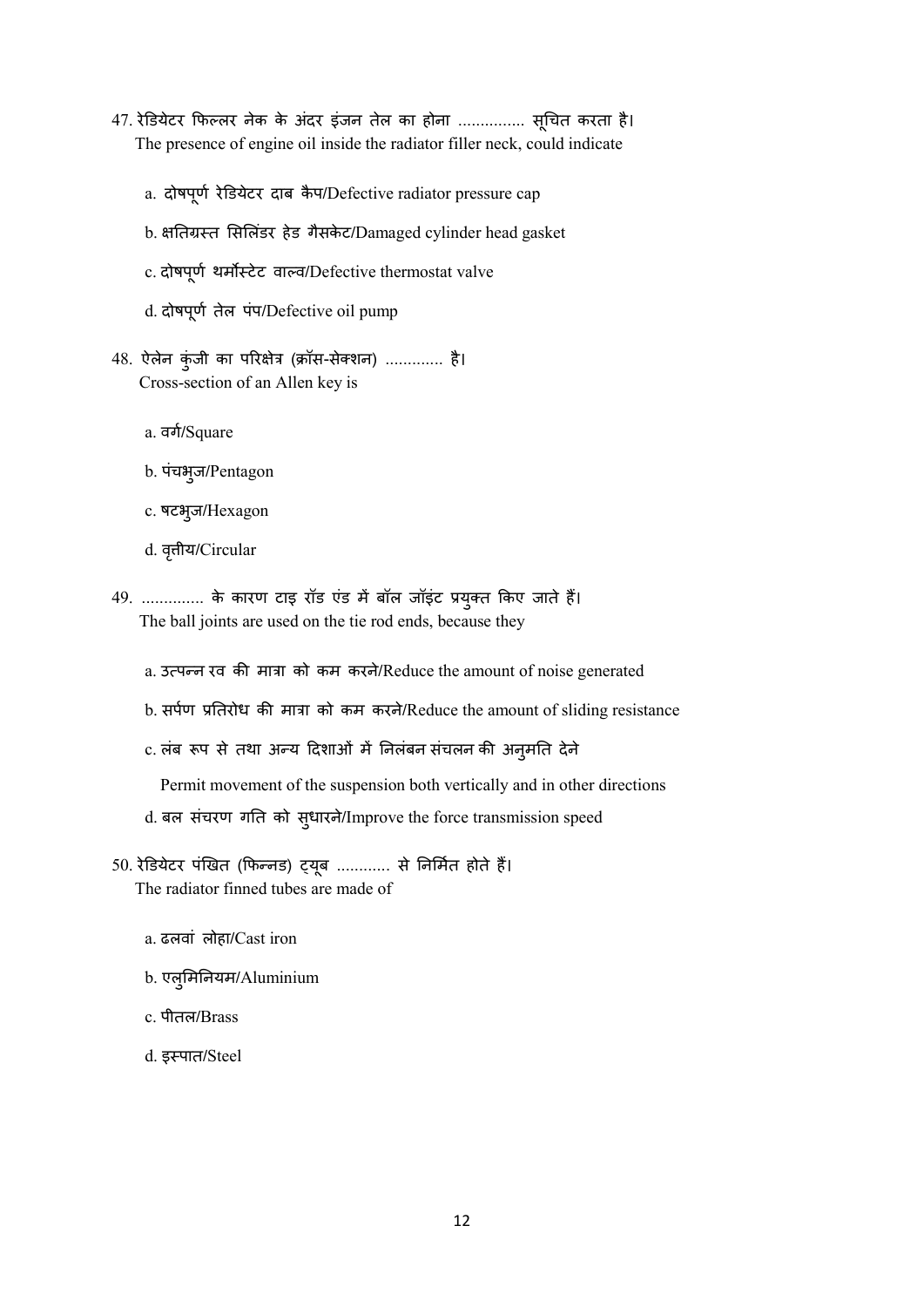47. रेडियेटर फिल्लर नेक के अंदर इंजन तेल का होना ............... सूचित करता है।
The presence of engine oil inside the radiator filler neck, could indicate

   a. दोषपूर्ण रेडियेटर दाब कैप/Defective radiator pressure cap

   b. क्षतिग्रस्त सिलिंडर हेड गैसकेट/Damaged cylinder head gasket

   c. दोषपूर्ण थर्मोस्टेट वाल्व/Defective thermostat valve

   d. दोषपूर्ण तेल पंप/Defective oil pump

48. ऐलेन कुंजी का परिक्षेत्र (क्रॉस-सेक्शन) ............. है।
Cross-section of an Allen key is

   a. वर्ग/Square

   b. पंचभुज/Pentagon

   c. षटभुज/Hexagon

   d. वृत्तीय/Circular

49. .............. के कारण टाइ रॉड एंड में बॉल जॉइंट प्रयुक्त किए जाते हैं।
The ball joints are used on the tie rod ends, because they

   a. उत्पन्न रव की मात्रा को कम करने/Reduce the amount of noise generated

   b. सर्पण प्रतिरोध की मात्रा को कम करने/Reduce the amount of sliding resistance

   c. लंब रूप से तथा अन्य दिशाओं में निलंबन संचलन की अनुमति देने
   Permit movement of the suspension both vertically and in other directions

   d. बल संचरण गति को सुधारने/Improve the force transmission speed

50. रेडियेटर पंखित (फिन्नड) ट्यूब ............ से निर्मित होते हैं।
The radiator finned tubes are made of

   a. ढलवां लोहा/Cast iron

   b. एलुमिनियम/Aluminium

   c. पीतल/Brass

   d. इस्पात/Steel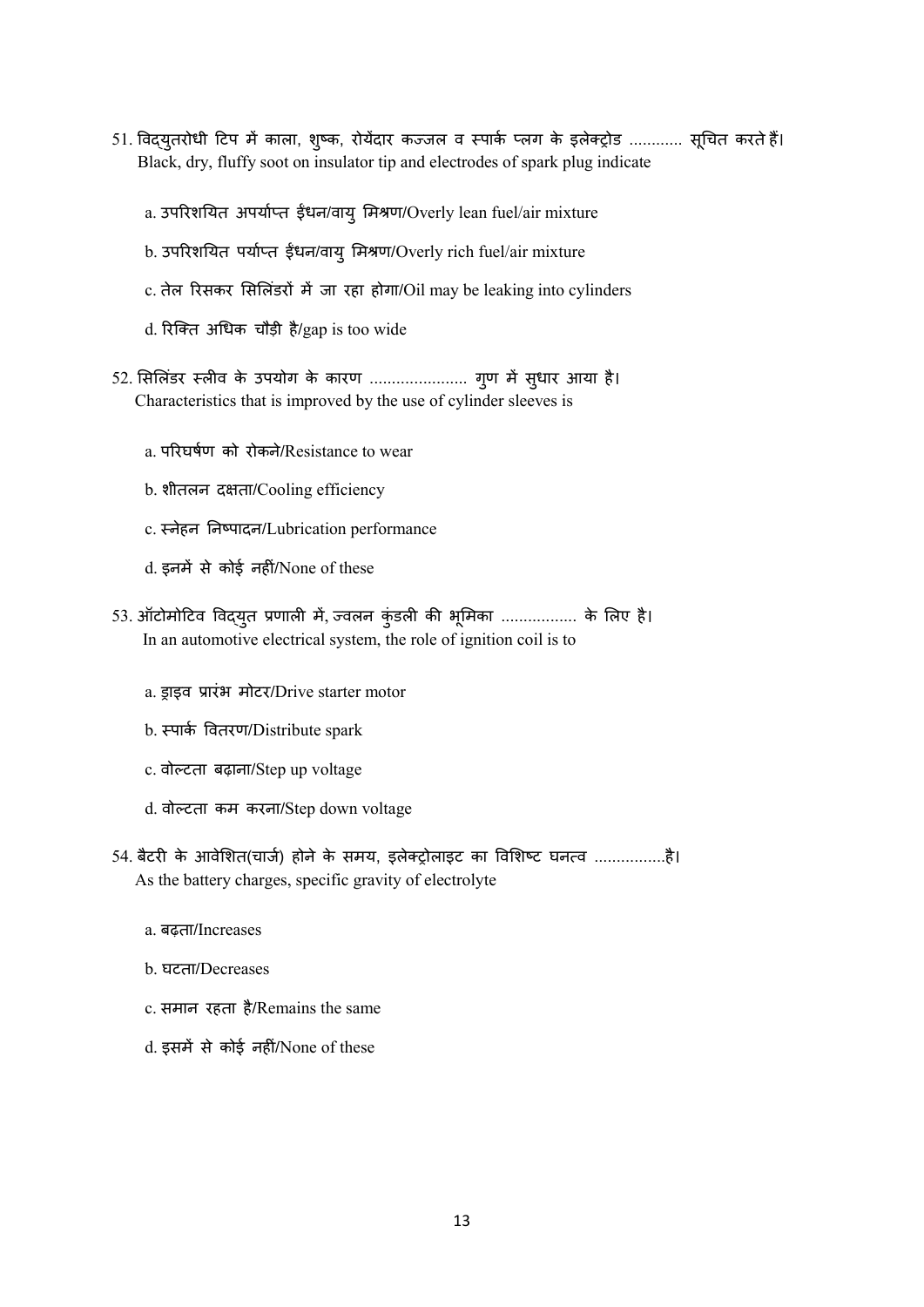51. विद्युतरोधी टिप में काला, शुष्क, रोयेंदार कज्जल व स्पार्क प्लग के इलेक्ट्रोड ............ सूचित करते हैं।
    Black, dry, fluffy soot on insulator tip and electrodes of spark plug indicate

    a. उपरिशयित अपर्याप्त ईंधन/वायु मिश्रण/Overly lean fuel/air mixture

    b. उपरिशयित पर्याप्त ईंधन/वायु मिश्रण/Overly rich fuel/air mixture

    c. तेल रिसकर सिलिंडरों में जा रहा होगा/Oil may be leaking into cylinders

    d. रिक्ति अधिक चौड़ी है/gap is too wide

52. सिलिंडर स्लीव के उपयोग के कारण ...................... गुण में सुधार आया है।
    Characteristics that is improved by the use of cylinder sleeves is

    a. परिघर्षण को रोकने/Resistance to wear

    b. शीतलन दक्षता/Cooling efficiency

    c. स्नेहन निष्पादन/Lubrication performance

    d. इनमें से कोई नहीं/None of these

53. ऑटोमोटिव विद्युत प्रणाली में, ज्वलन कुंडली की भूमिका ................. के लिए है।
    In an automotive electrical system, the role of ignition coil is to

    a. ड्राइव प्रारंभ मोटर/Drive starter motor

    b. स्पार्क वितरण/Distribute spark

    c. वोल्टता बढ़ाना/Step up voltage

    d. वोल्टता कम करना/Step down voltage

54. बैटरी के आवेशित(चार्ज) होने के समय, इलेक्ट्रोलाइट का विशिष्ट घनत्व ................है।
    As the battery charges, specific gravity of electrolyte

    a. बढ़ता/Increases

    b. घटता/Decreases

    c. समान रहता है/Remains the same

    d. इसमें से कोई नहीं/None of these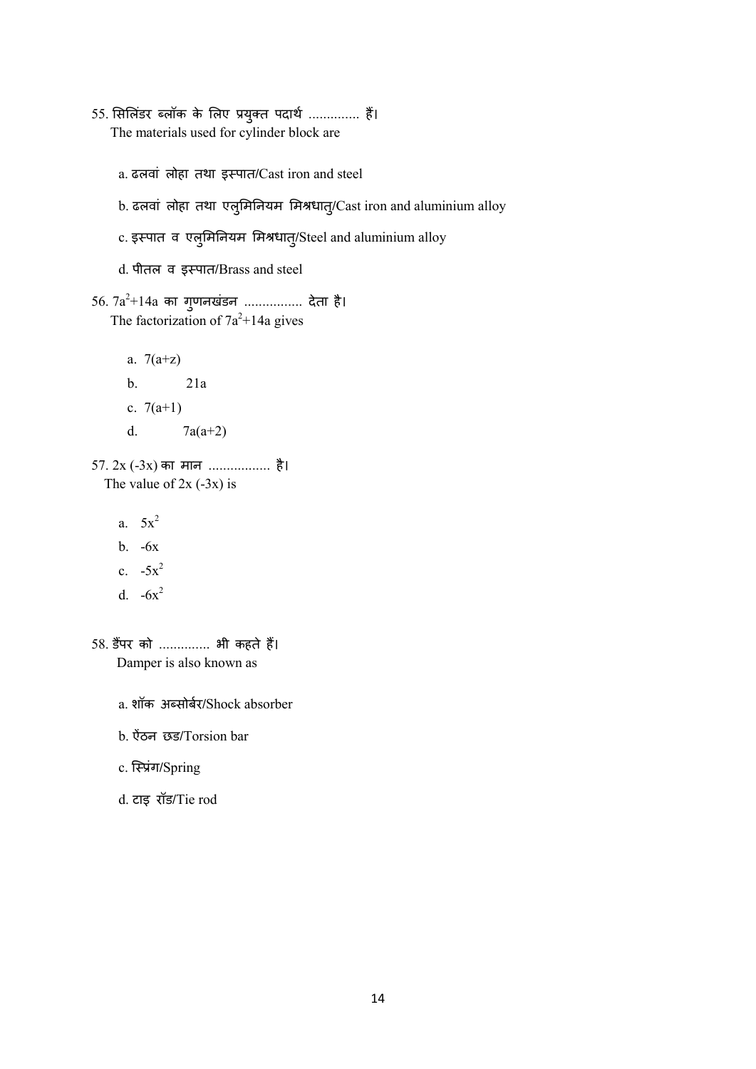55. सिलिंडर ब्लॉक के लिए प्रयुक्त पदार्थ ............. हैं।
The materials used for cylinder block are

a. ढलवां लोहा तथा इस्पात/Cast iron and steel

b. ढलवां लोहा तथा एलुमिनियम मिश्रधातु/Cast iron and aluminium alloy

c. इस्पात व एलुमिनियम मिश्रधातु/Steel and aluminium alloy

d. पीतल व इस्पात/Brass and steel

56. $7a^2+14a$ का गुणनखंडन ................ देता है।
The factorization of $7a^2+14a$ gives

a. $7(a+z)$

b. $21a$

c. $7(a+1)$

d. $7a(a+2)$

57. $2x\ (-3x)$ का मान ................. है।
The value of $2x\ (-3x)$ is

a. $5x^2$

b. $-6x$

c. $-5x^2$

d. $-6x^2$

58. डैंपर को ............. भी कहते हैं।
Damper is also known as

a. शॉक अब्सोर्बर/Shock absorber

b. ऐंठन छड/Torsion bar

c. स्प्रिंग/Spring

d. टाइ रॉड/Tie rod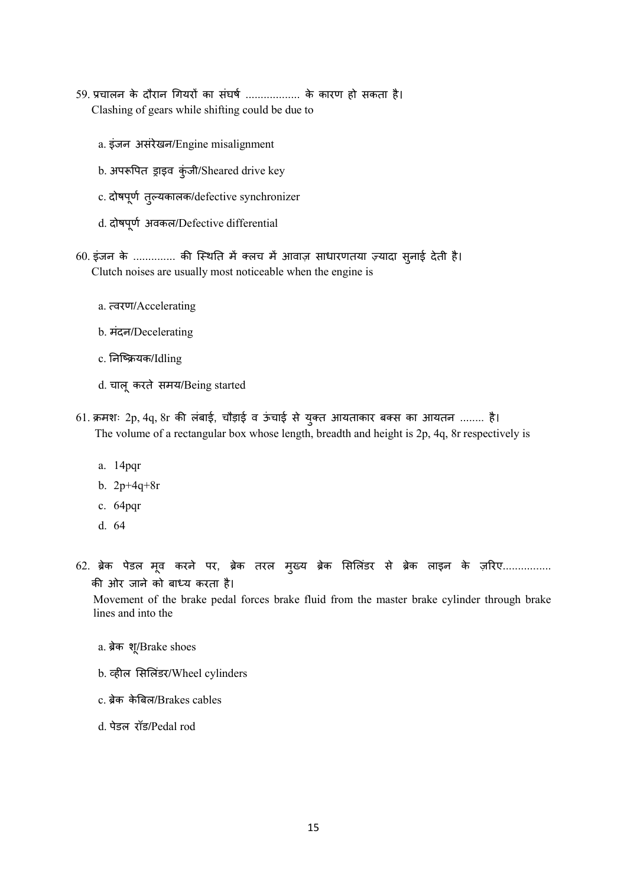59. प्रचालन के दौरान गियरों का संघर्ष .................. के कारण हो सकता है।
Clashing of gears while shifting could be due to

a. इंजन असंरेखन/Engine misalignment

b. अपरूपित ड्राइव कुंजी/Sheared drive key

c. दोषपूर्ण तुल्यकालक/defective synchronizer

d. दोषपूर्ण अवकल/Defective differential

60. इंजन के .............. की स्थिति में क्लच में आवाज़ साधारणतया ज़्यादा सुनाई देती है।
Clutch noises are usually most noticeable when the engine is

a. त्वरण/Accelerating

b. मंदन/Decelerating

c. निष्क्रियक/Idling

d. चालू करते समय/Being started

61. क्रमशः 2p, 4q, 8r की लंबाई, चौड़ाई व ऊंचाई से युक्त आयताकार बक्स का आयतन ........ है।
The volume of a rectangular box whose length, breadth and height is 2p, 4q, 8r respectively is

a. 14pqr
b. 2p+4q+8r
c. 64pqr
d. 64

62. ब्रेक पेडल मूव करने पर, ब्रेक तरल मुख्य ब्रेक सिलिंडर से ब्रेक लाइन के ज़रिए................ की ओर जाने को बाध्य करता है।
Movement of the brake pedal forces brake fluid from the master brake cylinder through brake lines and into the

a. ब्रेक शू/Brake shoes

b. व्हील सिलिंडर/Wheel cylinders

c. ब्रेक केबिल/Brakes cables

d. पेडल रॉड/Pedal rod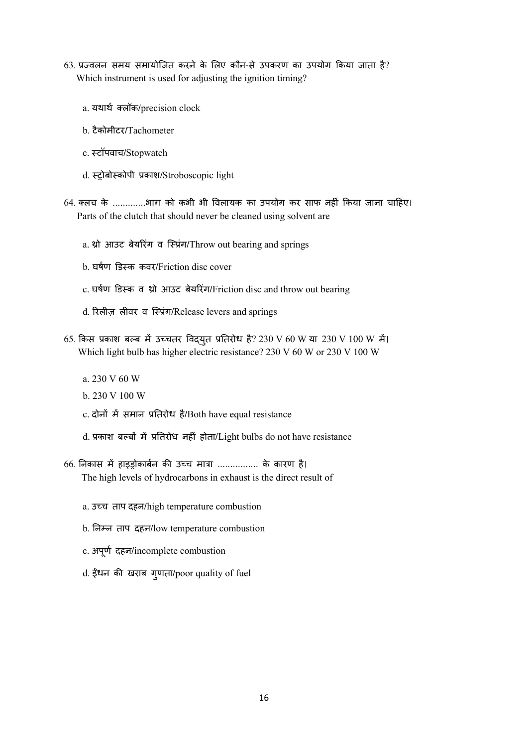63. प्रज्वलन समय समायोजित करने के लिए कौन-से उपकरण का उपयोग किया जाता है?
Which instrument is used for adjusting the ignition timing?

a. यथार्थ क्लॉक/precision clock

b. टैकोमीटर/Tachometer

c. स्टॉपवाच/Stopwatch

d. स्ट्रोबोस्कोपी प्रकाश/Stroboscopic light

64. क्लच के ............भाग को कभी भी विलायक का उपयोग कर साफ नहीं किया जाना चाहिए।
Parts of the clutch that should never be cleaned using solvent are

a. थ्रो आउट बेयरिंग व स्प्रिंग/Throw out bearing and springs

b. घर्षण डिस्क कवर/Friction disc cover

c. घर्षण डिस्क व थ्रो आउट बेयरिंग/Friction disc and throw out bearing

d. रिलीज़ लीवर व स्प्रिंग/Release levers and springs

65. किस प्रकाश बल्ब में उच्चतर विद्युत प्रतिरोध है? 230 V 60 W या 230 V 100 W में।
Which light bulb has higher electric resistance? 230 V 60 W or 230 V 100 W

a. 230 V 60 W

b. 230 V 100 W

c. दोनों में समान प्रतिरोध है/Both have equal resistance

d. प्रकाश बल्बों में प्रतिरोध नहीं होता/Light bulbs do not have resistance

66. निकास में हाइड्रोकार्बन की उच्च मात्रा ................ के कारण है।
The high levels of hydrocarbons in exhaust is the direct result of

a. उच्च ताप दहन/high temperature combustion

b. निम्न ताप दहन/low temperature combustion

c. अपूर्ण दहन/incomplete combustion

d. ईंधन की खराब गुणता/poor quality of fuel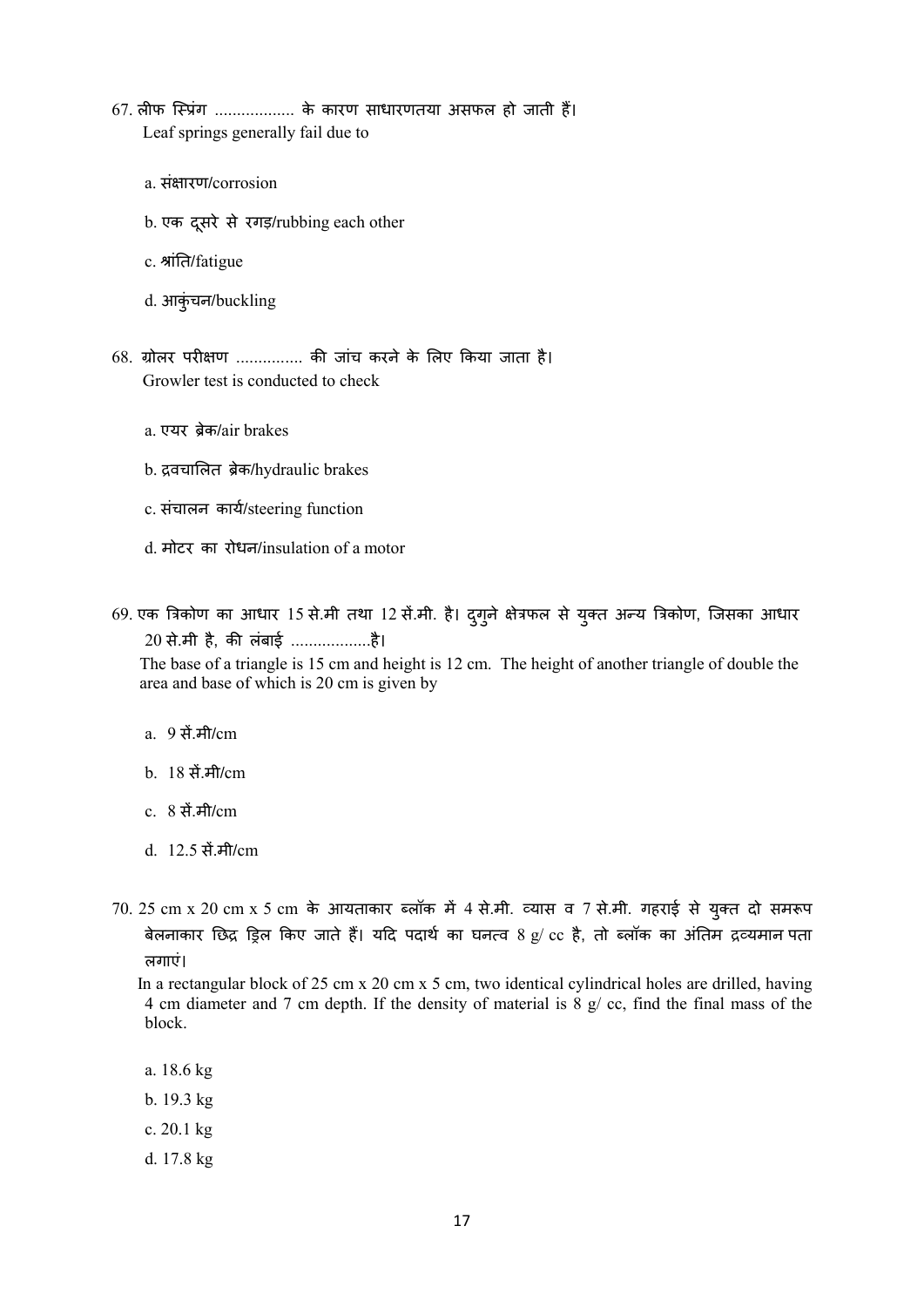67. लीफ स्प्रिंग .................. के कारण साधारणतया असफल हो जाती हैं।
Leaf springs generally fail due to

a. संक्षारण/corrosion

b. एक दूसरे से रगड़/rubbing each other

c. श्रांति/fatigue

d. आकुंचन/buckling

68. ग्रोलर परीक्षण ............... की जांच करने के लिए किया जाता है।
Growler test is conducted to check

a. एयर ब्रेक/air brakes

b. द्रवचालित ब्रेक/hydraulic brakes

c. संचालन कार्य/steering function

d. मोटर का रोधन/insulation of a motor

69. एक त्रिकोण का आधार 15 से.मी तथा 12 सें.मी. है। दुगुने क्षेत्रफल से युक्त अन्य त्रिकोण, जिसका आधार 20 से.मी है, की लंबाई .................है।
The base of a triangle is 15 cm and height is 12 cm. The height of another triangle of double the area and base of which is 20 cm is given by

a. 9 सें.मी/cm

b. 18 सें.मी/cm

c. 8 सें.मी/cm

d. 12.5 सें.मी/cm

70. 25 cm x 20 cm x 5 cm के आयताकार ब्लॉक में 4 से.मी. व्यास व 7 से.मी. गहराई से युक्त दो समरूप बेलनाकार छिद्र ड्रिल किए जाते हैं। यदि पदार्थ का घनत्व 8 g/ cc है, तो ब्लॉक का अंतिम द्रव्यमान पता लगाएं।
In a rectangular block of 25 cm x 20 cm x 5 cm, two identical cylindrical holes are drilled, having 4 cm diameter and 7 cm depth. If the density of material is 8 g/ cc, find the final mass of the block.

a. 18.6 kg

b. 19.3 kg

c. 20.1 kg

d. 17.8 kg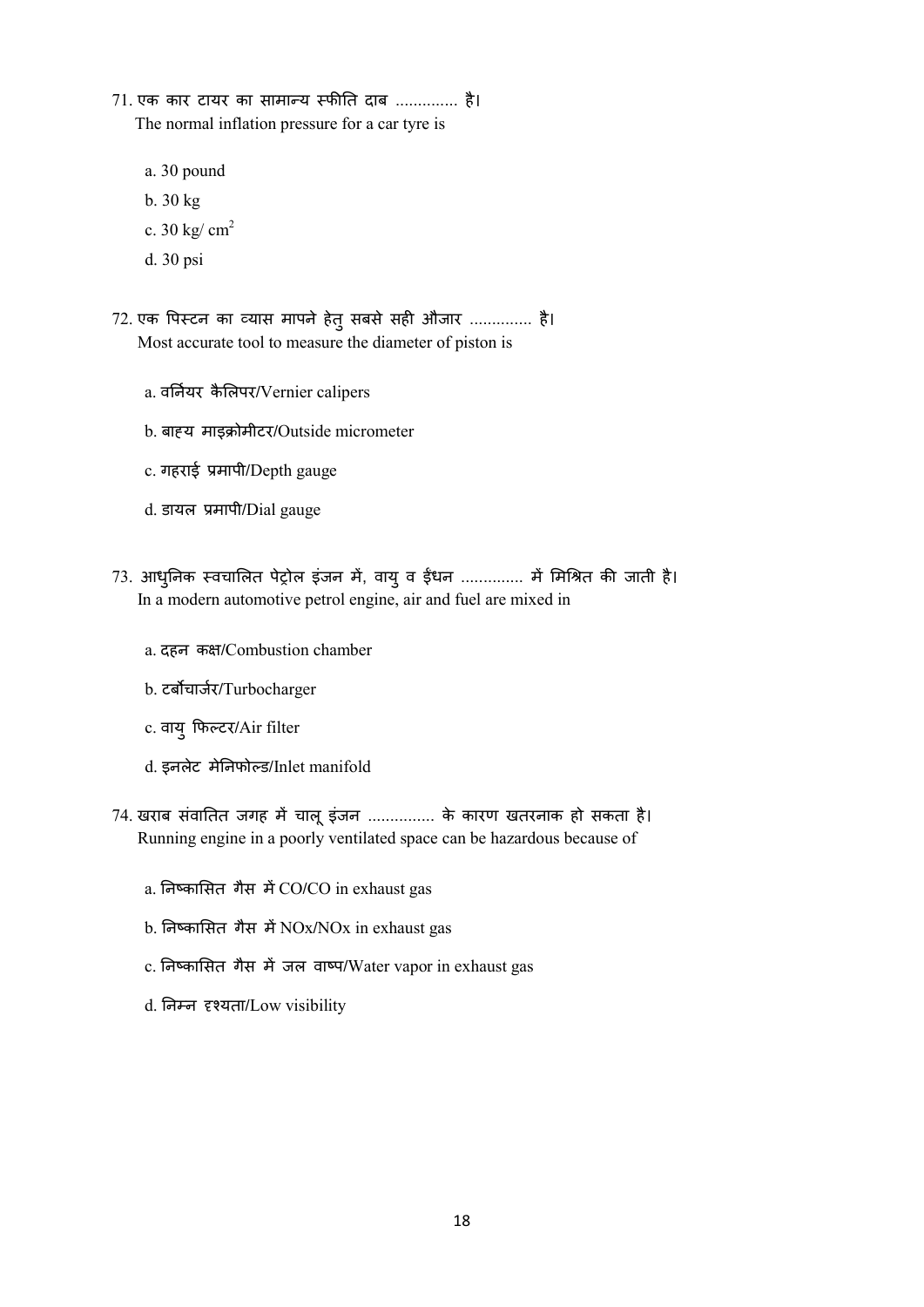71. एक कार टायर का सामान्य स्फीति दाब .............. है।
    The normal inflation pressure for a car tyre is

    a. 30 pound

    b. 30 kg

    c. 30 kg/ $cm^2$

    d. 30 psi

72. एक पिस्टन का व्यास मापने हेतु सबसे सही औजार .............. है।
    Most accurate tool to measure the diameter of piston is

    a. वर्नियर कैलिपर/Vernier calipers

    b. बाह्य माइक्रोमीटर/Outside micrometer

    c. गहराई प्रमापी/Depth gauge

    d. डायल प्रमापी/Dial gauge

73. आधुनिक स्वचालित पेट्रोल इंजन में, वायु व ईंधन .............. में मिश्रित की जाती है।
    In a modern automotive petrol engine, air and fuel are mixed in

    a. दहन कक्ष/Combustion chamber

    b. टर्बोचार्जर/Turbocharger

    c. वायु फिल्टर/Air filter

    d. इनलेट मेनिफोल्ड/Inlet manifold

74. खराब संवातित जगह में चालू इंजन ............... के कारण खतरनाक हो सकता है।
    Running engine in a poorly ventilated space can be hazardous because of

    a. निष्कासित गैस में CO/CO in exhaust gas

    b. निष्कासित गैस में NOx/NOx in exhaust gas

    c. निष्कासित गैस में जल वाष्प/Water vapor in exhaust gas

    d. निम्न दृश्यता/Low visibility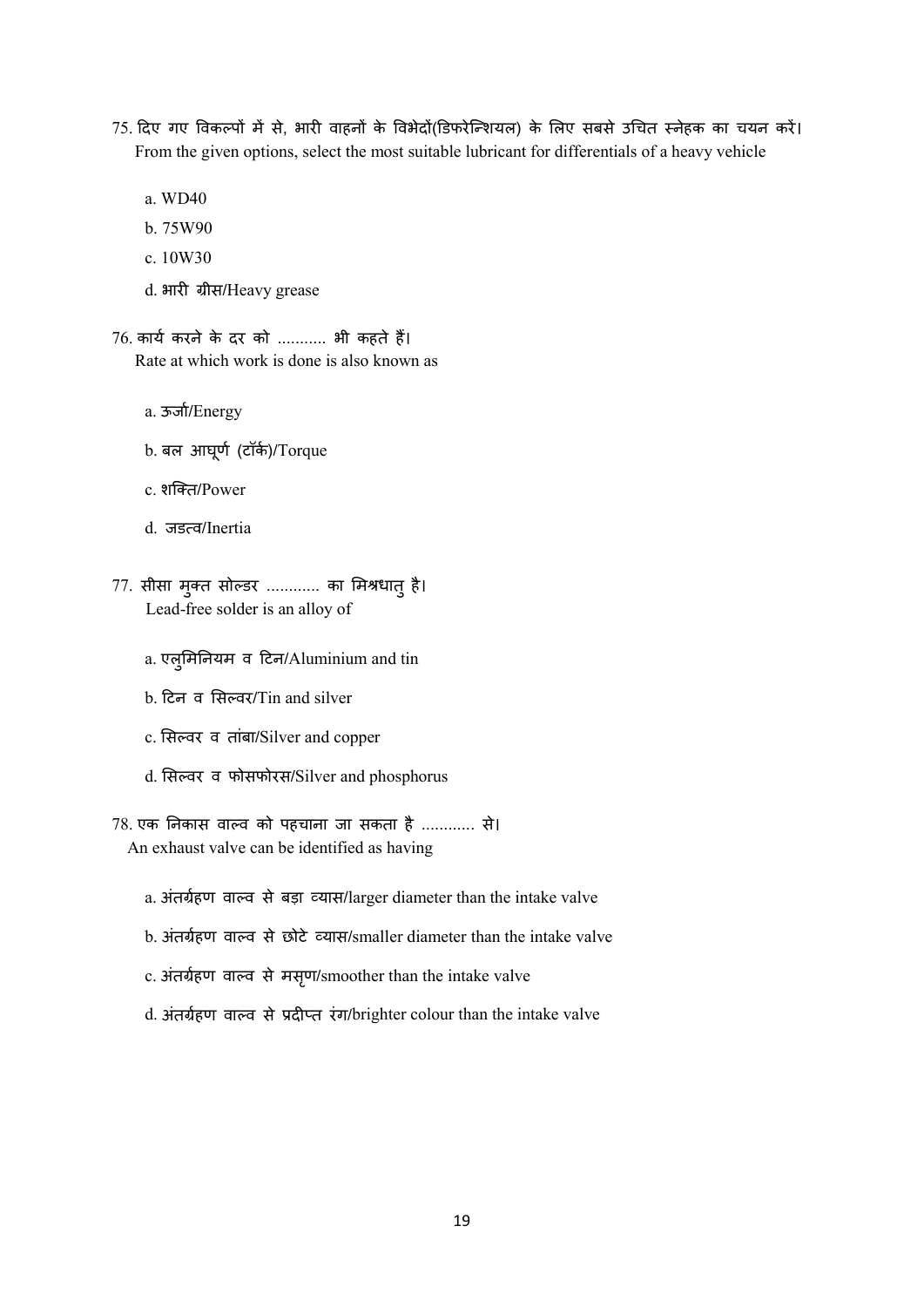75. दिए गए विकल्पों में से, भारी वाहनों के विभेदों(डिफरेन्शियल) के लिए सबसे उचित स्नेहक का चयन करें।
From the given options, select the most suitable lubricant for differentials of a heavy vehicle

a. WD40

b. 75W90

c. 10W30

d. भारी ग्रीस/Heavy grease

76. कार्य करने के दर को ........... भी कहते हैं।
Rate at which work is done is also known as

a. ऊर्जा/Energy

b. बल आघूर्ण (टॉर्क)/Torque

c. शक्ति/Power

d. जडत्व/Inertia

77. सीसा मुक्त सोल्डर ............ का मिश्रधातु है।
Lead-free solder is an alloy of

a. एलुमिनियम व टिन/Aluminium and tin

b. टिन व सिल्वर/Tin and silver

c. सिल्वर व तांबा/Silver and copper

d. सिल्वर व फोसफोरस/Silver and phosphorus

78. एक निकास वाल्व को पहचाना जा सकता है ............ से।
An exhaust valve can be identified as having

a. अंतर्ग्रहण वाल्व से बड़ा व्यास/larger diameter than the intake valve

b. अंतर्ग्रहण वाल्व से छोटे व्यास/smaller diameter than the intake valve

c. अंतर्ग्रहण वाल्व से मसृण/smoother than the intake valve

d. अंतर्ग्रहण वाल्व से प्रदीप्त रंग/brighter colour than the intake valve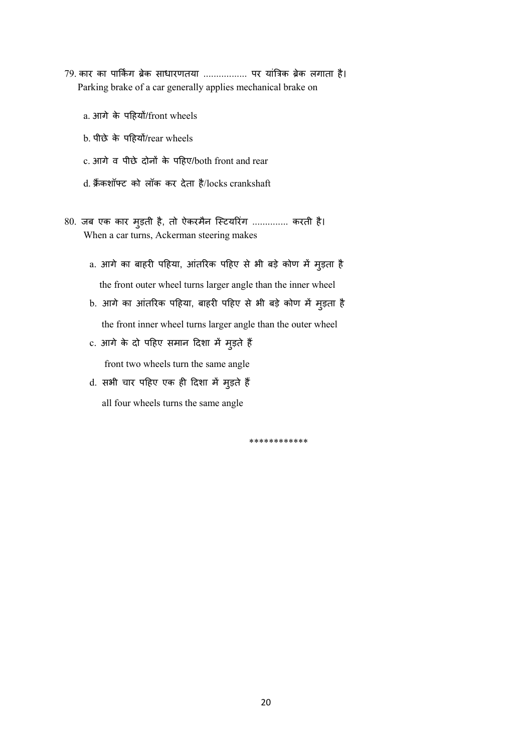79. कार का पार्किंग ब्रेक साधारणतया ................ पर यांत्रिक ब्रेक लगाता है।
Parking brake of a car generally applies mechanical brake on

a. आगे के पहियों/front wheels

b. पीछे के पहियों/rear wheels

c. आगे व पीछे दोनों के पहिए/both front and rear

d. क्रैंकशॉफ्ट को लॉक कर देता है/locks crankshaft

80. जब एक कार मुड़ती है, तो ऐकरमैन स्टियरिंग ............. करती है।
When a car turns, Ackerman steering makes

a. आगे का बाहरी पहिया, आंतरिक पहिए से भी बड़े कोण में मुड़ता है
the front outer wheel turns larger angle than the inner wheel

b. आगे का आंतरिक पहिया, बाहरी पहिए से भी बड़े कोण में मुड़ता है
the front inner wheel turns larger angle than the outer wheel

c. आगे के दो पहिए समान दिशा में मुड़ते हैं
front two wheels turn the same angle

d. सभी चार पहिए एक ही दिशा में मुड़ते हैं
all four wheels turns the same angle

************